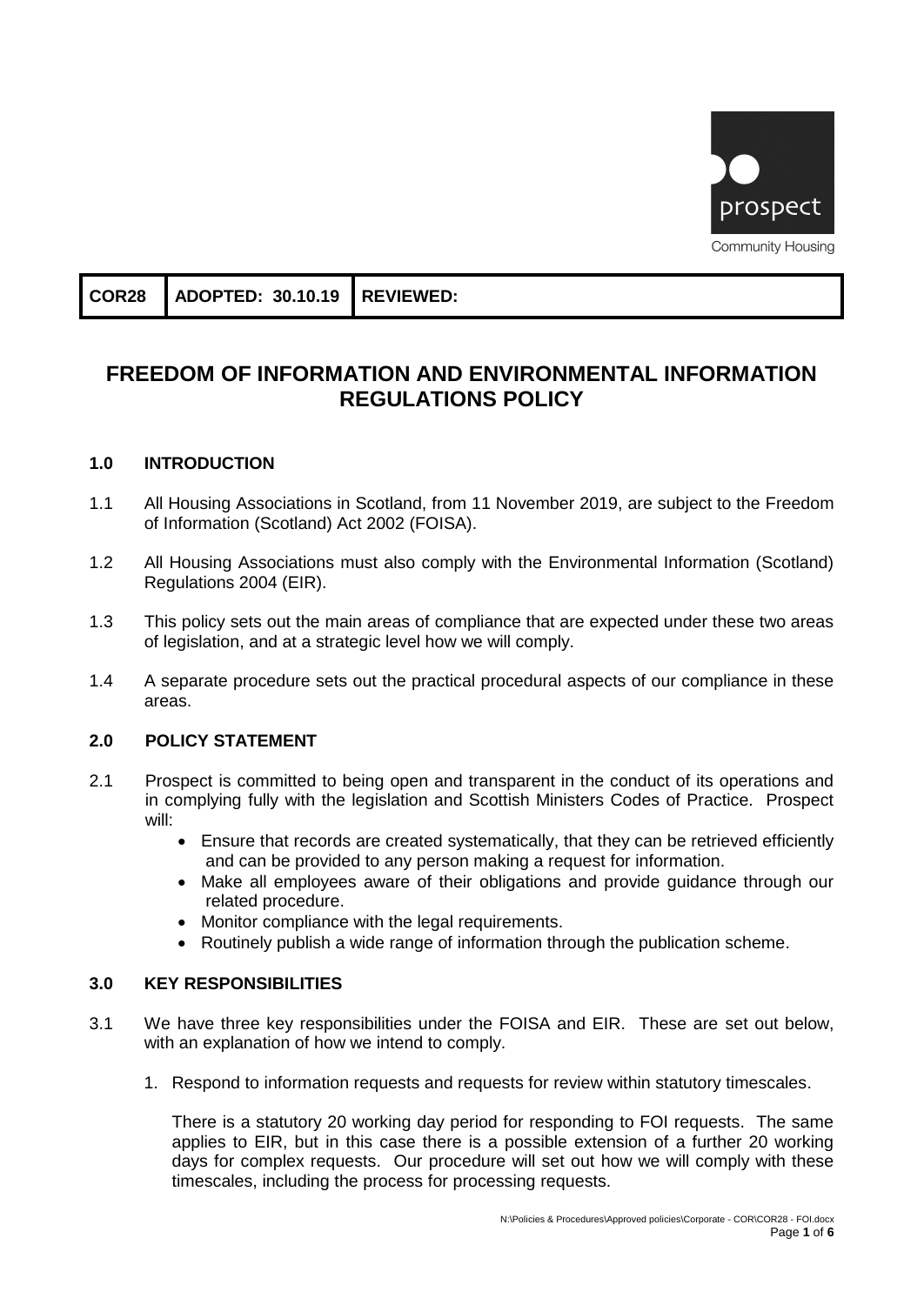prospect

Community Housing

| COR28 | ADOPTED: 30.10.19 | REVIEWED: |
| --- | --- | --- |

# FREEDOM OF INFORMATION AND ENVIRONMENTAL INFORMATION REGULATIONS POLICY

## 1.0 INTRODUCTION

1.1 All Housing Associations in Scotland, from 11 November 2019, are subject to the Freedom of Information (Scotland) Act 2002 (FOISA).

1.2 All Housing Associations must also comply with the Environmental Information (Scotland) Regulations 2004 (EIR).

1.3 This policy sets out the main areas of compliance that are expected under these two areas of legislation, and at a strategic level how we will comply.

1.4 A separate procedure sets out the practical procedural aspects of our compliance in these areas.

## 2.0 POLICY STATEMENT

2.1 Prospect is committed to being open and transparent in the conduct of its operations and in complying fully with the legislation and Scottish Ministers Codes of Practice. Prospect will:

- Ensure that records are created systematically, that they can be retrieved efficiently and can be provided to any person making a request for information.
- Make all employees aware of their obligations and provide guidance through our related procedure.
- Monitor compliance with the legal requirements.
- Routinely publish a wide range of information through the publication scheme.

## 3.0 KEY RESPONSIBILITIES

3.1 We have three key responsibilities under the FOISA and EIR. These are set out below, with an explanation of how we intend to comply.

1. Respond to information requests and requests for review within statutory timescales.

   There is a statutory 20 working day period for responding to FOI requests. The same applies to EIR, but in this case there is a possible extension of a further 20 working days for complex requests. Our procedure will set out how we will comply with these timescales, including the process for processing requests.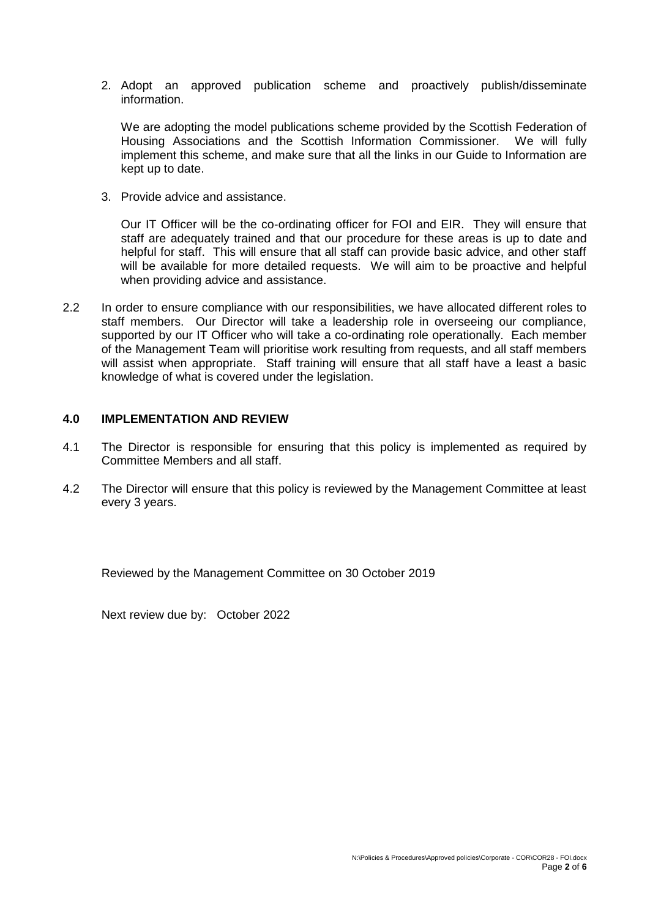2. Adopt an approved publication scheme and proactively publish/disseminate information.

   We are adopting the model publications scheme provided by the Scottish Federation of Housing Associations and the Scottish Information Commissioner. We will fully implement this scheme, and make sure that all the links in our Guide to Information are kept up to date.

3. Provide advice and assistance.

   Our IT Officer will be the co-ordinating officer for FOI and EIR. They will ensure that staff are adequately trained and that our procedure for these areas is up to date and helpful for staff. This will ensure that all staff can provide basic advice, and other staff will be available for more detailed requests. We will aim to be proactive and helpful when providing advice and assistance.

2.2 In order to ensure compliance with our responsibilities, we have allocated different roles to staff members. Our Director will take a leadership role in overseeing our compliance, supported by our IT Officer who will take a co-ordinating role operationally. Each member of the Management Team will prioritise work resulting from requests, and all staff members will assist when appropriate. Staff training will ensure that all staff have a least a basic knowledge of what is covered under the legislation.

## 4.0 IMPLEMENTATION AND REVIEW

4.1 The Director is responsible for ensuring that this policy is implemented as required by Committee Members and all staff.

4.2 The Director will ensure that this policy is reviewed by the Management Committee at least every 3 years.

Reviewed by the Management Committee on 30 October 2019

Next review due by: October 2022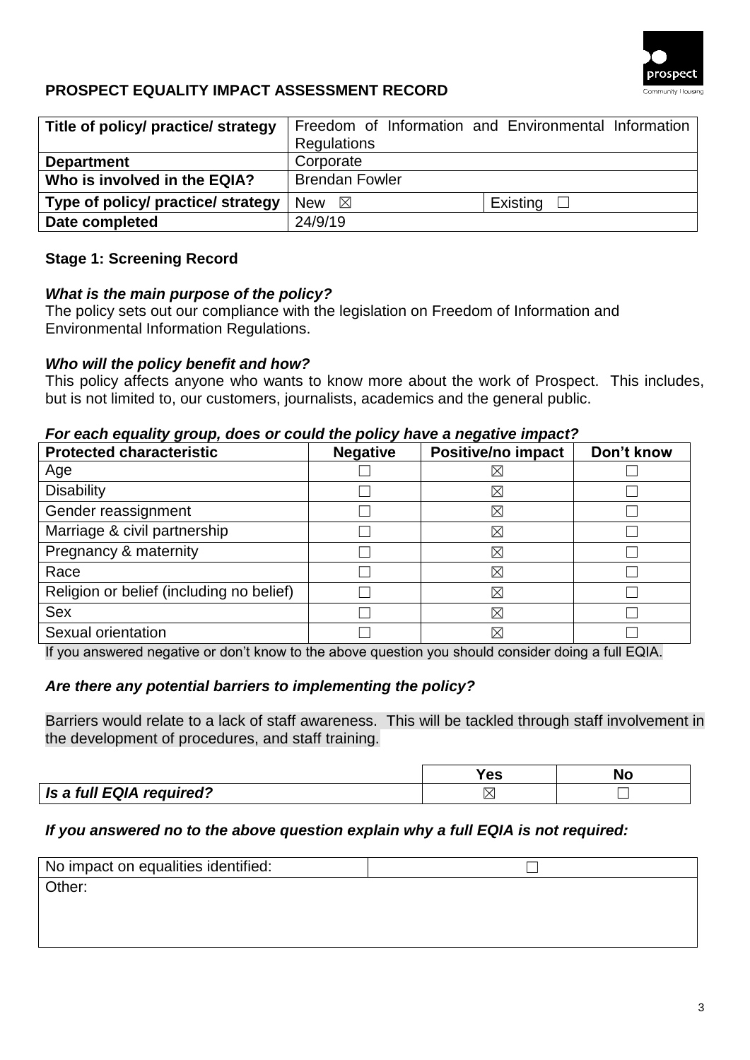## PROSPECT EQUALITY IMPACT ASSESSMENT RECORD

| Title of policy/ practice/ strategy | Freedom of Information and Environmental Information Regulations | |
|---|---|---|
| **Department** | Corporate | |
| **Who is involved in the EQIA?** | Brendan Fowler | |
| **Type of policy/ practice/ strategy** | New ☒ | Existing ☐ |
| **Date completed** | 24/9/19 | |

### Stage 1: Screening Record

***What is the main purpose of the policy?***

The policy sets out our compliance with the legislation on Freedom of Information and Environmental Information Regulations.

***Who will the policy benefit and how?***

This policy affects anyone who wants to know more about the work of Prospect. This includes, but is not limited to, our customers, journalists, academics and the general public.

***For each equality group, does or could the policy have a negative impact?***

| Protected characteristic | Negative | Positive/no impact | Don't know |
|---|---|---|---|
| Age | ☐ | ☒ | ☐ |
| Disability | ☐ | ☒ | ☐ |
| Gender reassignment | ☐ | ☒ | ☐ |
| Marriage & civil partnership | ☐ | ☒ | ☐ |
| Pregnancy & maternity | ☐ | ☒ | ☐ |
| Race | ☐ | ☒ | ☐ |
| Religion or belief (including no belief) | ☐ | ☒ | ☐ |
| Sex | ☐ | ☒ | ☐ |
| Sexual orientation | ☐ | ☒ | ☐ |

If you answered negative or don't know to the above question you should consider doing a full EQIA.

***Are there any potential barriers to implementing the policy?***

Barriers would relate to a lack of staff awareness. This will be tackled through staff involvement in the development of procedures, and staff training.

| | Yes | No |
|---|---|---|
| ***Is a full EQIA required?*** | ☒ | ☐ |

***If you answered no to the above question explain why a full EQIA is not required:***

| No impact on equalities identified: | ☐ |
|---|---|
| Other: | |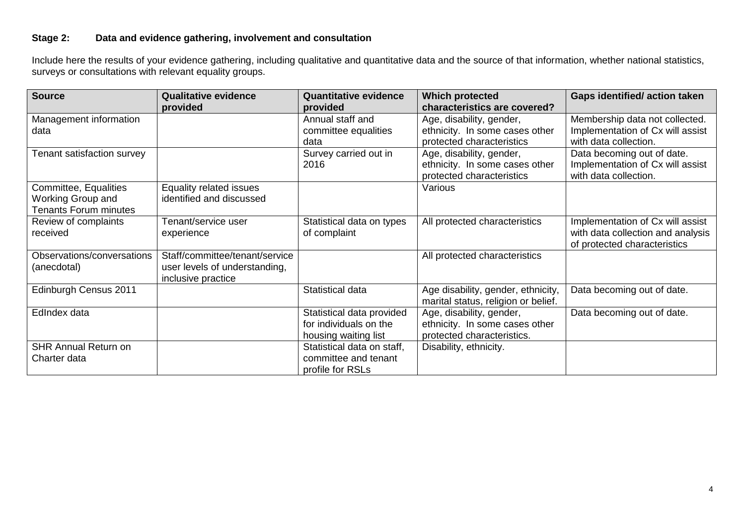### Stage 2: Data and evidence gathering, involvement and consultation

Include here the results of your evidence gathering, including qualitative and quantitative data and the source of that information, whether national statistics, surveys or consultations with relevant equality groups.

| Source | Qualitative evidence provided | Quantitative evidence provided | Which protected characteristics are covered? | Gaps identified/ action taken |
|---|---|---|---|---|
| Management information data | | Annual staff and committee equalities data | Age, disability, gender, ethnicity. In some cases other protected characteristics | Membership data not collected. Implementation of Cx will assist with data collection. |
| Tenant satisfaction survey | | Survey carried out in 2016 | Age, disability, gender, ethnicity. In some cases other protected characteristics | Data becoming out of date. Implementation of Cx will assist with data collection. |
| Committee, Equalities Working Group and Tenants Forum minutes | Equality related issues identified and discussed | | Various | |
| Review of complaints received | Tenant/service user experience | Statistical data on types of complaint | All protected characteristics | Implementation of Cx will assist with data collection and analysis of protected characteristics |
| Observations/conversations (anecdotal) | Staff/committee/tenant/service user levels of understanding, inclusive practice | | All protected characteristics | |
| Edinburgh Census 2011 | | Statistical data | Age disability, gender, ethnicity, marital status, religion or belief. | Data becoming out of date. |
| EdIndex data | | Statistical data provided for individuals on the housing waiting list | Age, disability, gender, ethnicity. In some cases other protected characteristics. | Data becoming out of date. |
| SHR Annual Return on Charter data | | Statistical data on staff, committee and tenant profile for RSLs | Disability, ethnicity. | |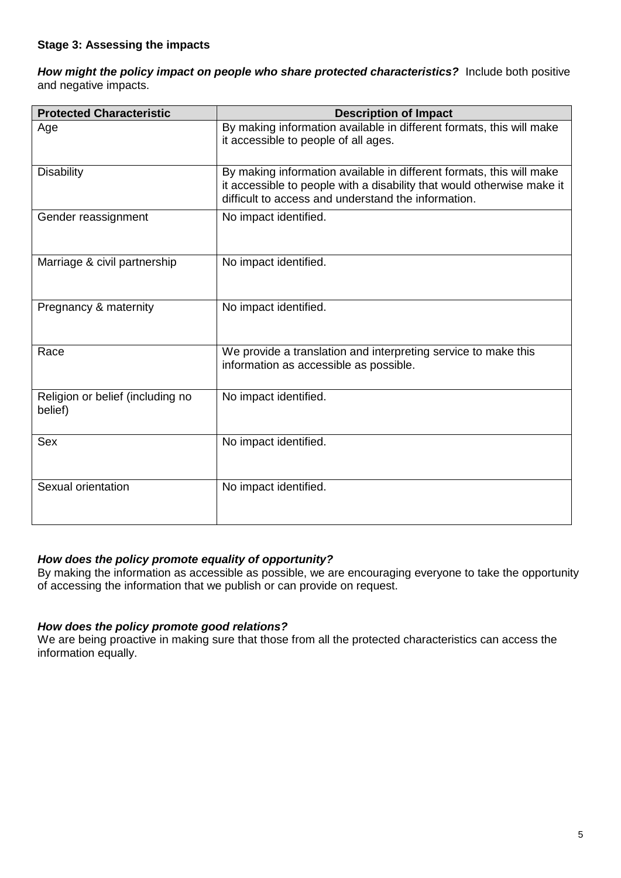**Stage 3: Assessing the impacts**

***How might the policy impact on people who share protected characteristics?*** Include both positive and negative impacts.

| Protected Characteristic | Description of Impact |
|---|---|
| Age | By making information available in different formats, this will make it accessible to people of all ages. |
| Disability | By making information available in different formats, this will make it accessible to people with a disability that would otherwise make it difficult to access and understand the information. |
| Gender reassignment | No impact identified. |
| Marriage & civil partnership | No impact identified. |
| Pregnancy & maternity | No impact identified. |
| Race | We provide a translation and interpreting service to make this information as accessible as possible. |
| Religion or belief (including no belief) | No impact identified. |
| Sex | No impact identified. |
| Sexual orientation | No impact identified. |

***How does the policy promote equality of opportunity?***
By making the information as accessible as possible, we are encouraging everyone to take the opportunity of accessing the information that we publish or can provide on request.

***How does the policy promote good relations?***
We are being proactive in making sure that those from all the protected characteristics can access the information equally.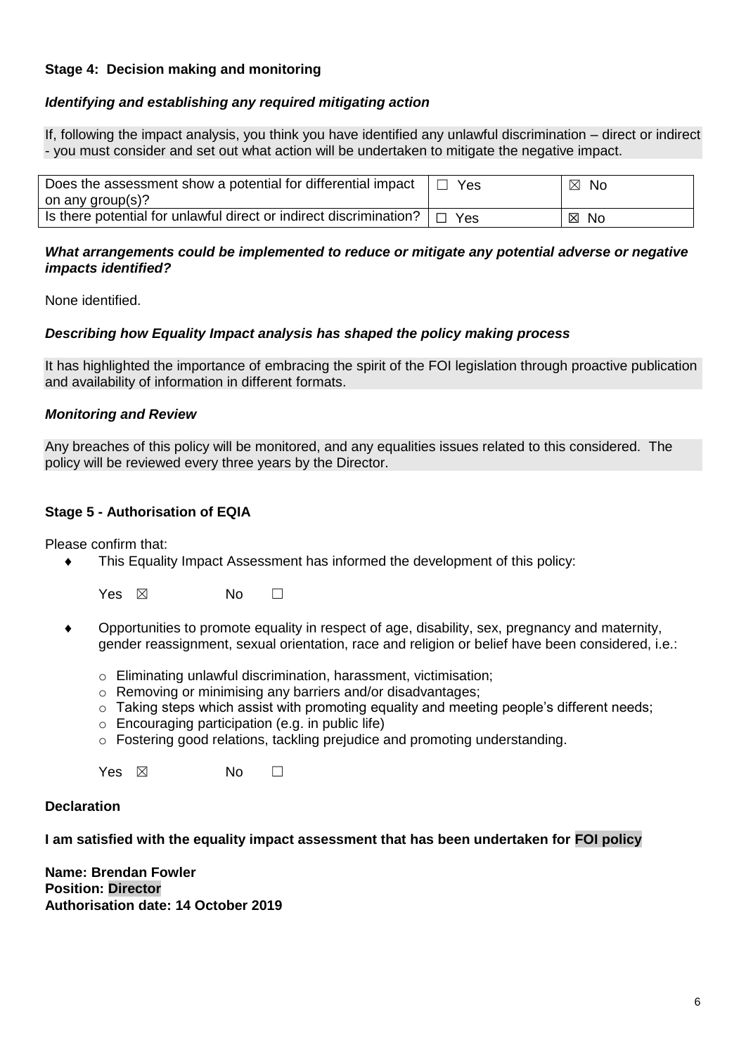**Stage 4: Decision making and monitoring**

***Identifying and establishing any required mitigating action***

If, following the impact analysis, you think you have identified any unlawful discrimination – direct or indirect - you must consider and set out what action will be undertaken to mitigate the negative impact.

| | | |
|---|---|---|
| Does the assessment show a potential for differential impact on any group(s)? | ☐ Yes | ☒ No |
| Is there potential for unlawful direct or indirect discrimination? | ☐ Yes | ☒ No |

***What arrangements could be implemented to reduce or mitigate any potential adverse or negative impacts identified?***

None identified.

***Describing how Equality Impact analysis has shaped the policy making process***

It has highlighted the importance of embracing the spirit of the FOI legislation through proactive publication and availability of information in different formats.

***Monitoring and Review***

Any breaches of this policy will be monitored, and any equalities issues related to this considered. The policy will be reviewed every three years by the Director.

**Stage 5 - Authorisation of EQIA**

Please confirm that:

- This Equality Impact Assessment has informed the development of this policy:

  Yes ☒ No ☐

- Opportunities to promote equality in respect of age, disability, sex, pregnancy and maternity, gender reassignment, sexual orientation, race and religion or belief have been considered, i.e.:
  - Eliminating unlawful discrimination, harassment, victimisation;
  - Removing or minimising any barriers and/or disadvantages;
  - Taking steps which assist with promoting equality and meeting people's different needs;
  - Encouraging participation (e.g. in public life)
  - Fostering good relations, tackling prejudice and promoting understanding.

  Yes ☒ No ☐

**Declaration**

**I am satisfied with the equality impact assessment that has been undertaken for FOI policy**

**Name: Brendan Fowler**
**Position: Director**
**Authorisation date: 14 October 2019**